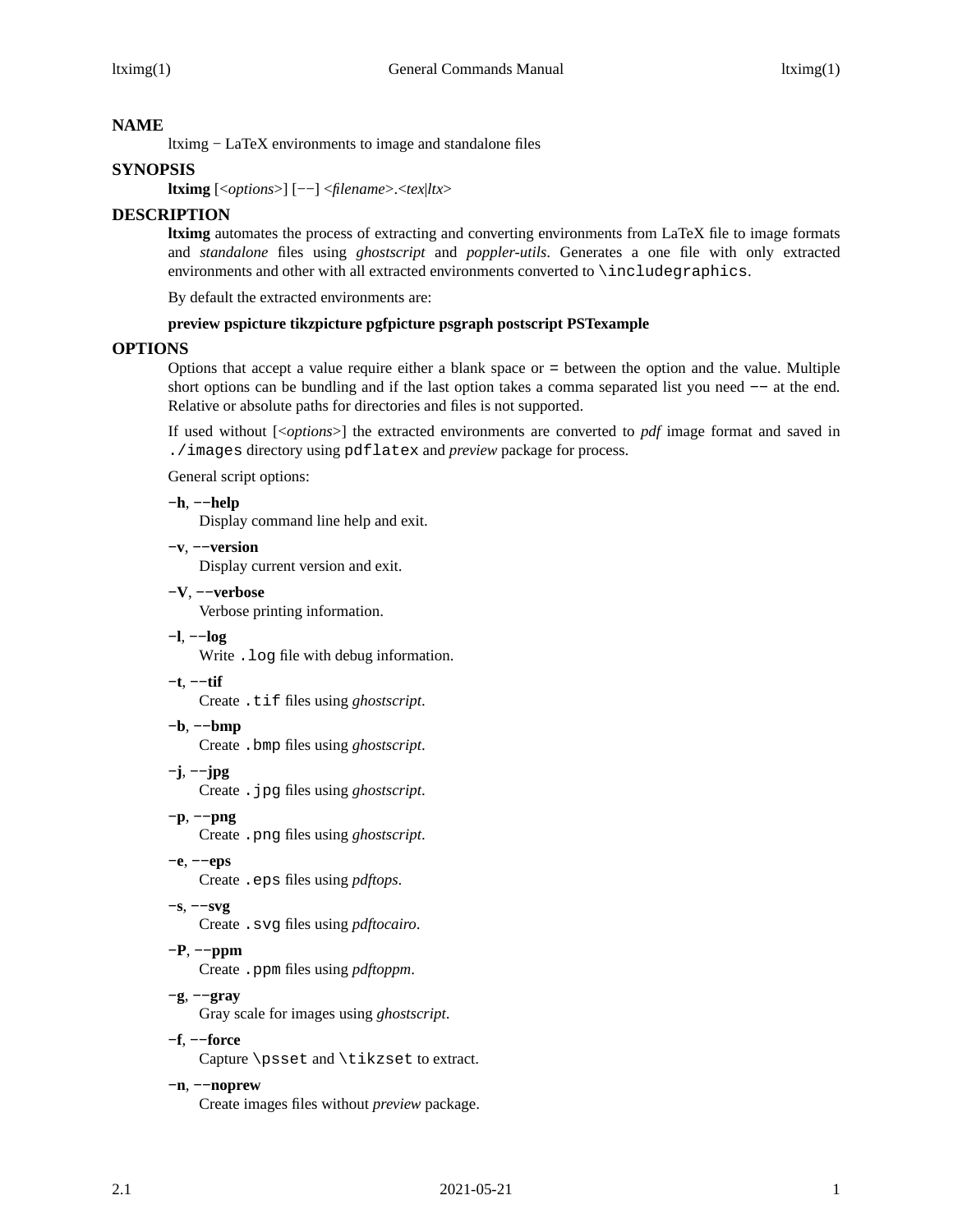## NAME

ltximg − LaTeX environments to image and standalone files

## SYNOPSIS

**ltximg** [<*options*>] [−−] <*filename*>.<*tex|ltx*>

## DESCRIPTION

**ltximg** automates the process of extracting and converting environments from LaTeX file to image formats and *standalone* files using *ghostscript* and *poppler-utils*. Generates a one file with only extracted environments and other with all extracted environments converted to `\includegraphics`.

By default the extracted environments are:

**preview pspicture tikzpicture pgfpicture psgraph postscript PSTexample**

## OPTIONS

Options that accept a value require either a blank space or = between the option and the value. Multiple short options can be bundling and if the last option takes a comma separated list you need −− at the end. Relative or absolute paths for directories and files is not supported.

If used without [<*options*>] the extracted environments are converted to *pdf* image format and saved in `./images` directory using `pdflatex` and *preview* package for process.

General script options:

**−h**, **−−help**
Display command line help and exit.

**−v**, **−−version**
Display current version and exit.

**−V**, **−−verbose**
Verbose printing information.

**−l**, **−−log**
Write `.log` file with debug information.

**−t**, **−−tif**
Create `.tif` files using *ghostscript*.

**−b**, **−−bmp**
Create `.bmp` files using *ghostscript*.

**−j**, **−−jpg**
Create `.jpg` files using *ghostscript*.

**−p**, **−−png**
Create `.png` files using *ghostscript*.

**−e**, **−−eps**
Create `.eps` files using *pdftops*.

**−s**, **−−svg**
Create `.svg` files using *pdftocairo*.

**−P**, **−−ppm**
Create `.ppm` files using *pdftoppm*.

**−g**, **−−gray**
Gray scale for images using *ghostscript*.

**−f**, **−−force**
Capture `\psset` and `\tikzset` to extract.

**−n**, **−−noprew**
Create images files without *preview* package.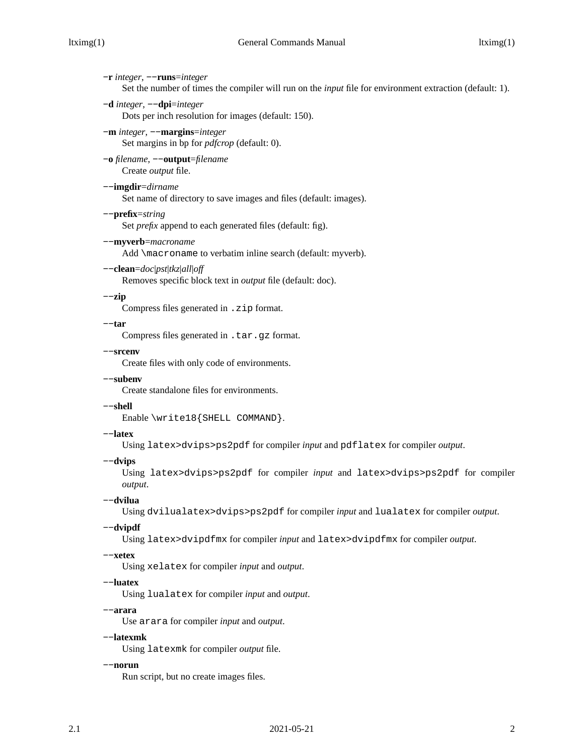**−r** *integer*, **−−runs**=*integer*
  Set the number of times the compiler will run on the *input* file for environment extraction (default: 1).

**−d** *integer*, **−−dpi**=*integer*
  Dots per inch resolution for images (default: 150).

**−m** *integer*, **−−margins**=*integer*
  Set margins in bp for *pdfcrop* (default: 0).

**−o** *filename*, **−−output**=*filename*
  Create *output* file.

**−−imgdir**=*dirname*
  Set name of directory to save images and files (default: images).

**−−prefix**=*string*
  Set *prefix* append to each generated files (default: fig).

**−−myverb**=*macroname*
  Add `\macroname` to verbatim inline search (default: myverb).

**−−clean**=*doc|pst|tkz|all|off*
  Removes specific block text in *output* file (default: doc).

**−−zip**
  Compress files generated in `.zip` format.

**−−tar**
  Compress files generated in `.tar.gz` format.

**−−srcenv**
  Create files with only code of environments.

**−−subenv**
  Create standalone files for environments.

**−−shell**
  Enable `\write18{SHELL COMMAND}`.

**−−latex**
  Using `latex>dvips>ps2pdf` for compiler *input* and `pdflatex` for compiler *output*.

**−−dvips**
  Using `latex>dvips>ps2pdf` for compiler *input* and `latex>dvips>ps2pdf` for compiler *output*.

**−−dvilua**
  Using `dvilualatex>dvips>ps2pdf` for compiler *input* and `lualatex` for compiler *output*.

**−−dvipdf**
  Using `latex>dvipdfmx` for compiler *input* and `latex>dvipdfmx` for compiler *output*.

**−−xetex**
  Using `xelatex` for compiler *input* and *output*.

**−−luatex**
  Using `lualatex` for compiler *input* and *output*.

**−−arara**
  Use `arara` for compiler *input* and *output*.

**−−latexmk**
  Using `latexmk` for compiler *output* file.

**−−norun**
  Run script, but no create images files.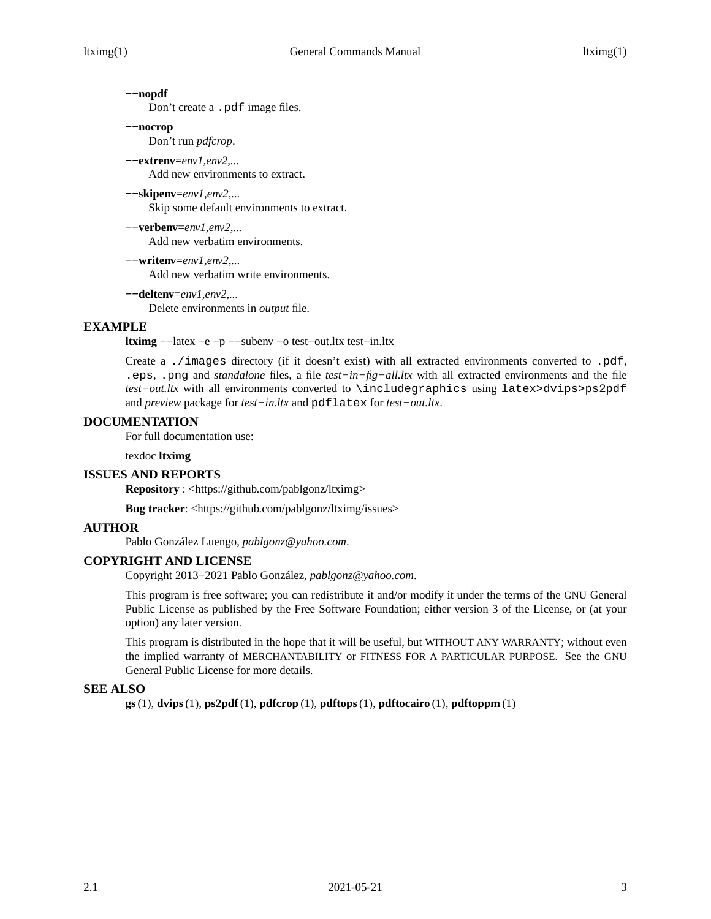**−−nopdf**
Don't create a `.pdf` image files.

**−−nocrop**
Don't run *pdfcrop*.

**−−extrenv**=*env1,env2,...*
Add new environments to extract.

**−−skipenv**=*env1,env2,...*
Skip some default environments to extract.

**−−verbenv**=*env1,env2,...*
Add new verbatim environments.

**−−writenv**=*env1,env2,...*
Add new verbatim write environments.

**−−deltenv**=*env1,env2,...*
Delete environments in *output* file.

## EXAMPLE

**ltximg** −−latex −e −p −−subenv −o test−out.ltx test−in.ltx

Create a `./images` directory (if it doesn't exist) with all extracted environments converted to `.pdf`, `.eps`, `.png` and *standalone* files, a file *test−in−fig−all.ltx* with all extracted environments and the file *test−out.ltx* with all environments converted to `\includegraphics` using `latex>dvips>ps2pdf` and *preview* package for *test−in.ltx* and `pdflatex` for *test−out.ltx*.

## DOCUMENTATION

For full documentation use:

texdoc **ltximg**

## ISSUES AND REPORTS

**Repository** : <https://github.com/pablgonz/ltximg>

**Bug tracker**: <https://github.com/pablgonz/ltximg/issues>

## AUTHOR

Pablo González Luengo, *pablgonz@yahoo.com*.

## COPYRIGHT AND LICENSE

Copyright 2013−2021 Pablo González, *pablgonz@yahoo.com*.

This program is free software; you can redistribute it and/or modify it under the terms of the GNU General Public License as published by the Free Software Foundation; either version 3 of the License, or (at your option) any later version.

This program is distributed in the hope that it will be useful, but WITHOUT ANY WARRANTY; without even the implied warranty of MERCHANTABILITY or FITNESS FOR A PARTICULAR PURPOSE. See the GNU General Public License for more details.

## SEE ALSO

**gs** (1), **dvips** (1), **ps2pdf** (1), **pdfcrop** (1), **pdftops** (1), **pdftocairo** (1), **pdftoppm** (1)